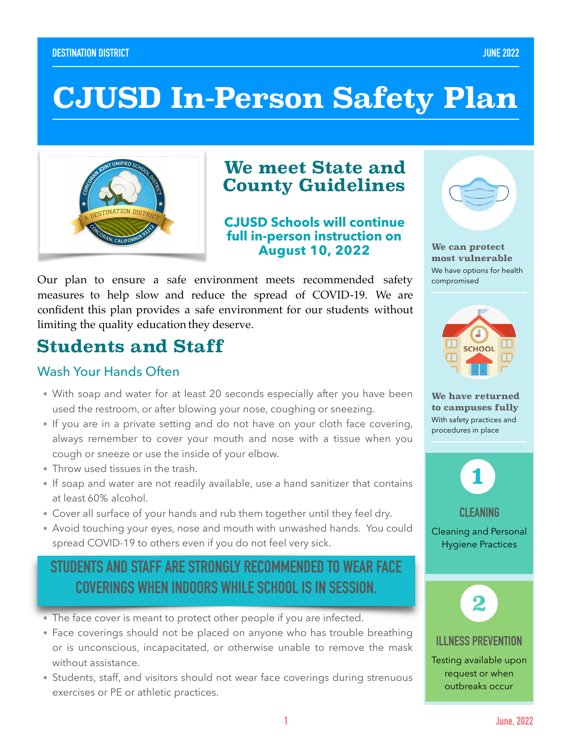DESTINATION DISTRICT

JUNE 2022

# CJUSD In-Person Safety Plan

## We meet State and County Guidelines

**CJUSD Schools will continue full in-person instruction on August 10, 2022**

Our plan to ensure a safe environment meets recommended safety measures to help slow and reduce the spread of COVID-19. We are confident this plan provides a safe environment for our students without limiting the quality education they deserve.

## Students and Staff

### Wash Your Hands Often

- With soap and water for at least 20 seconds especially after you have been used the restroom, or after blowing your nose, coughing or sneezing.
- If you are in a private setting and do not have on your cloth face covering, always remember to cover your mouth and nose with a tissue when you cough or sneeze or use the inside of your elbow.
- Throw used tissues in the trash.
- If soap and water are not readily available, use a hand sanitizer that contains at least 60% alcohol.
- Cover all surface of your hands and rub them together until they feel dry.
- Avoid touching your eyes, nose and mouth with unwashed hands. You could spread COVID-19 to others even if you do not feel very sick.

**STUDENTS AND STAFF ARE STRONGLY RECOMMENDED TO WEAR FACE COVERINGS WHEN INDOORS WHILE SCHOOL IS IN SESSION.**

- The face cover is meant to protect other people if you are infected.
- Face coverings should not be placed on anyone who has trouble breathing or is unconscious, incapacitated, or otherwise unable to remove the mask without assistance.
- Students, staff, and visitors should not wear face coverings during strenuous exercises or PE or athletic practices.

**We can protect most vulnerable**

We have options for health compromised

**We have returned to campuses fully**

With safety practices and procedures in place

**1**

**CLEANING**

Cleaning and Personal Hygiene Practices

**2**

**ILLNESS PREVENTION**

Testing available upon request or when outbreaks occur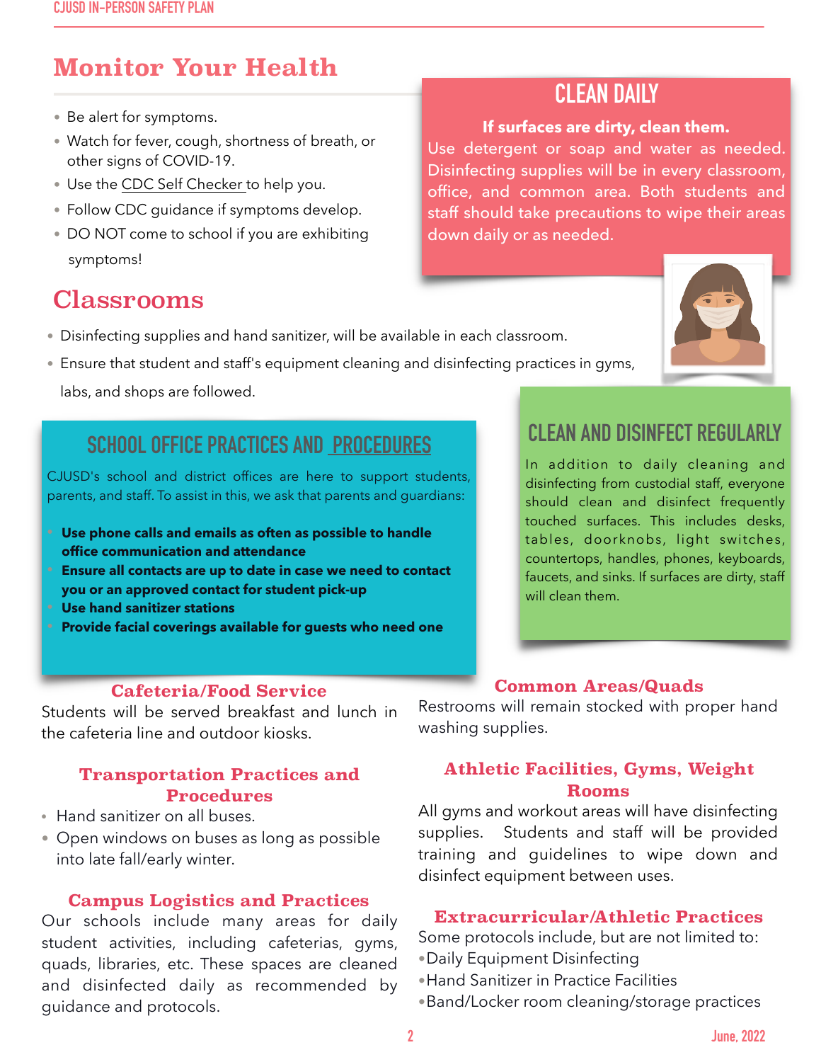## Monitor Your Health

- Be alert for symptoms.
- Watch for fever, cough, shortness of breath, or other signs of COVID-19.
- Use the CDC Self Checker to help you.
- Follow CDC guidance if symptoms develop.
- DO NOT come to school if you are exhibiting symptoms!

### CLEAN DAILY

**If surfaces are dirty, clean them.**
Use detergent or soap and water as needed. Disinfecting supplies will be in every classroom, office, and common area. Both students and staff should take precautions to wipe their areas down daily or as needed.

## Classrooms

- Disinfecting supplies and hand sanitizer, will be available in each classroom.
- Ensure that student and staff's equipment cleaning and disinfecting practices in gyms, labs, and shops are followed.

### SCHOOL OFFICE PRACTICES AND PROCEDURES

CJUSD's school and district offices are here to support students, parents, and staff. To assist in this, we ask that parents and guardians:

- **Use phone calls and emails as often as possible to handle office communication and attendance**
- **Ensure all contacts are up to date in case we need to contact you or an approved contact for student pick-up**
- **Use hand sanitizer stations**
- **Provide facial coverings available for guests who need one**

### CLEAN AND DISINFECT REGULARLY

In addition to daily cleaning and disinfecting from custodial staff, everyone should clean and disinfect frequently touched surfaces. This includes desks, tables, doorknobs, light switches, countertops, handles, phones, keyboards, faucets, and sinks. If surfaces are dirty, staff will clean them.

### Cafeteria/Food Service

Students will be served breakfast and lunch in the cafeteria line and outdoor kiosks.

### Transportation Practices and Procedures

- Hand sanitizer on all buses.
- Open windows on buses as long as possible into late fall/early winter.

### Campus Logistics and Practices

Our schools include many areas for daily student activities, including cafeterias, gyms, quads, libraries, etc. These spaces are cleaned and disinfected daily as recommended by guidance and protocols.

### Common Areas/Quads

Restrooms will remain stocked with proper hand washing supplies.

### Athletic Facilities, Gyms, Weight Rooms

All gyms and workout areas will have disinfecting supplies. Students and staff will be provided training and guidelines to wipe down and disinfect equipment between uses.

### Extracurricular/Athletic Practices

Some protocols include, but are not limited to:

- Daily Equipment Disinfecting
- Hand Sanitizer in Practice Facilities
- Band/Locker room cleaning/storage practices